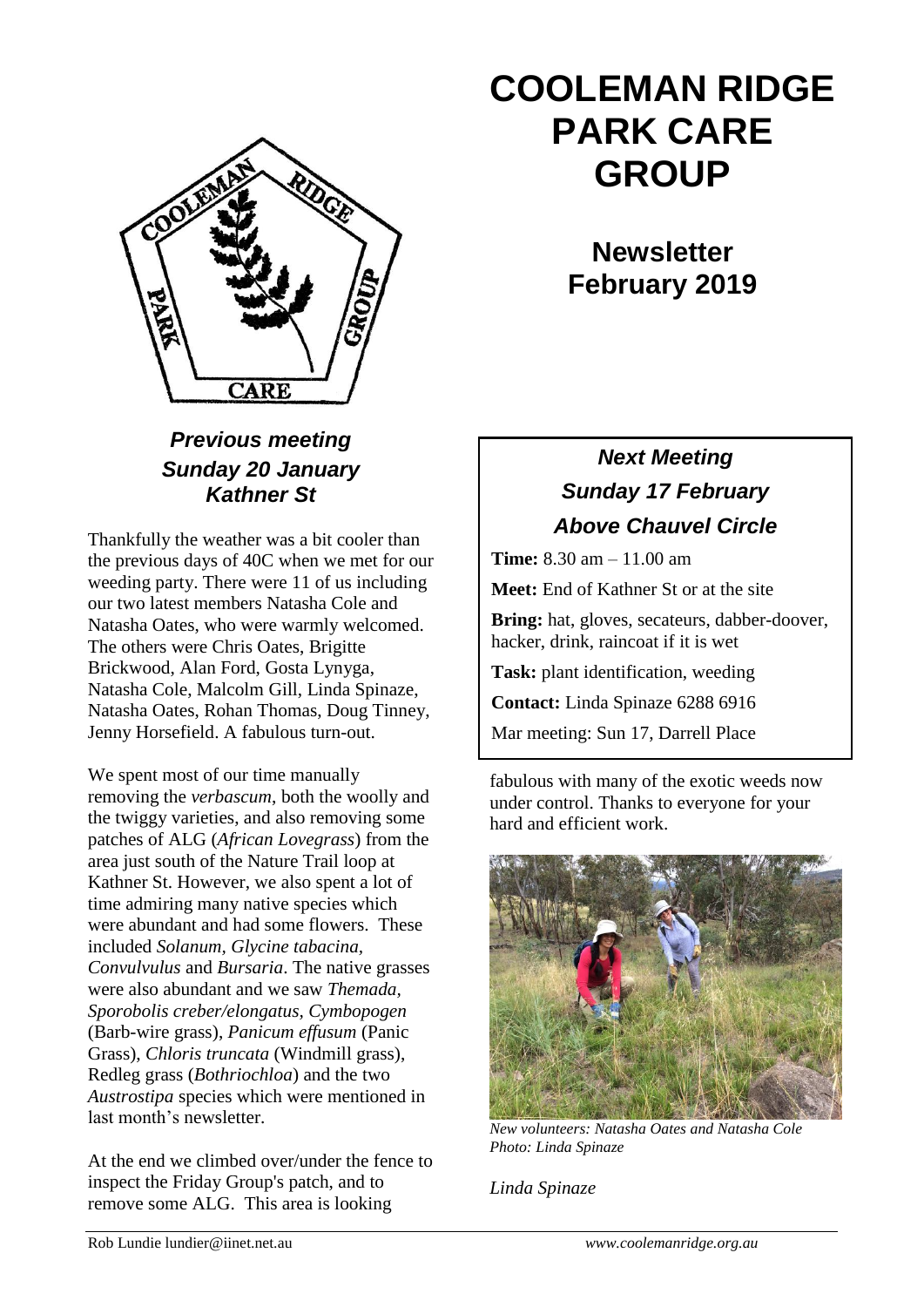# COOLEMAN RIDGE PARK CARE GROUP

## Newsletter February 2019

### *Previous meeting Sunday 20 January Kathner St*

Thankfully the weather was a bit cooler than the previous days of 40C when we met for our weeding party. There were 11 of us including our two latest members Natasha Cole and Natasha Oates, who were warmly welcomed. The others were Chris Oates, Brigitte Brickwood, Alan Ford, Gosta Lynyga, Natasha Cole, Malcolm Gill, Linda Spinaze, Natasha Oates, Rohan Thomas, Doug Tinney, Jenny Horsefield. A fabulous turn-out.

We spent most of our time manually removing the *verbascum*, both the woolly and the twiggy varieties, and also removing some patches of ALG (*African Lovegrass*) from the area just south of the Nature Trail loop at Kathner St. However, we also spent a lot of time admiring many native species which were abundant and had some flowers. These included *Solanum*, *Glycine tabacina*, *Convulvulus* and *Bursaria*. The native grasses were also abundant and we saw *Themada, Sporobolis creber/elongatus, Cymbopogen* (Barb-wire grass), *Panicum effusum* (Panic Grass), *Chloris truncata* (Windmill grass), Redleg grass (*Bothriochloa*) and the two *Austrostipa* species which were mentioned in last month's newsletter.

At the end we climbed over/under the fence to inspect the Friday Group's patch, and to remove some ALG. This area is looking fabulous with many of the exotic weeds now under control. Thanks to everyone for your hard and efficient work.

*New volunteers: Natasha Oates and Natasha Cole*
*Photo: Linda Spinaze*

*Linda Spinaze*

### *Next Meeting Sunday 17 February Above Chauvel Circle*

**Time:** 8.30 am – 11.00 am

**Meet:** End of Kathner St or at the site

**Bring:** hat, gloves, secateurs, dabber-doover, hacker, drink, raincoat if it is wet

**Task:** plant identification, weeding

**Contact:** Linda Spinaze 6288 6916

Mar meeting: Sun 17, Darrell Place

Rob Lundie lundier@iinet.net.au *www.coolemanridge.org.au*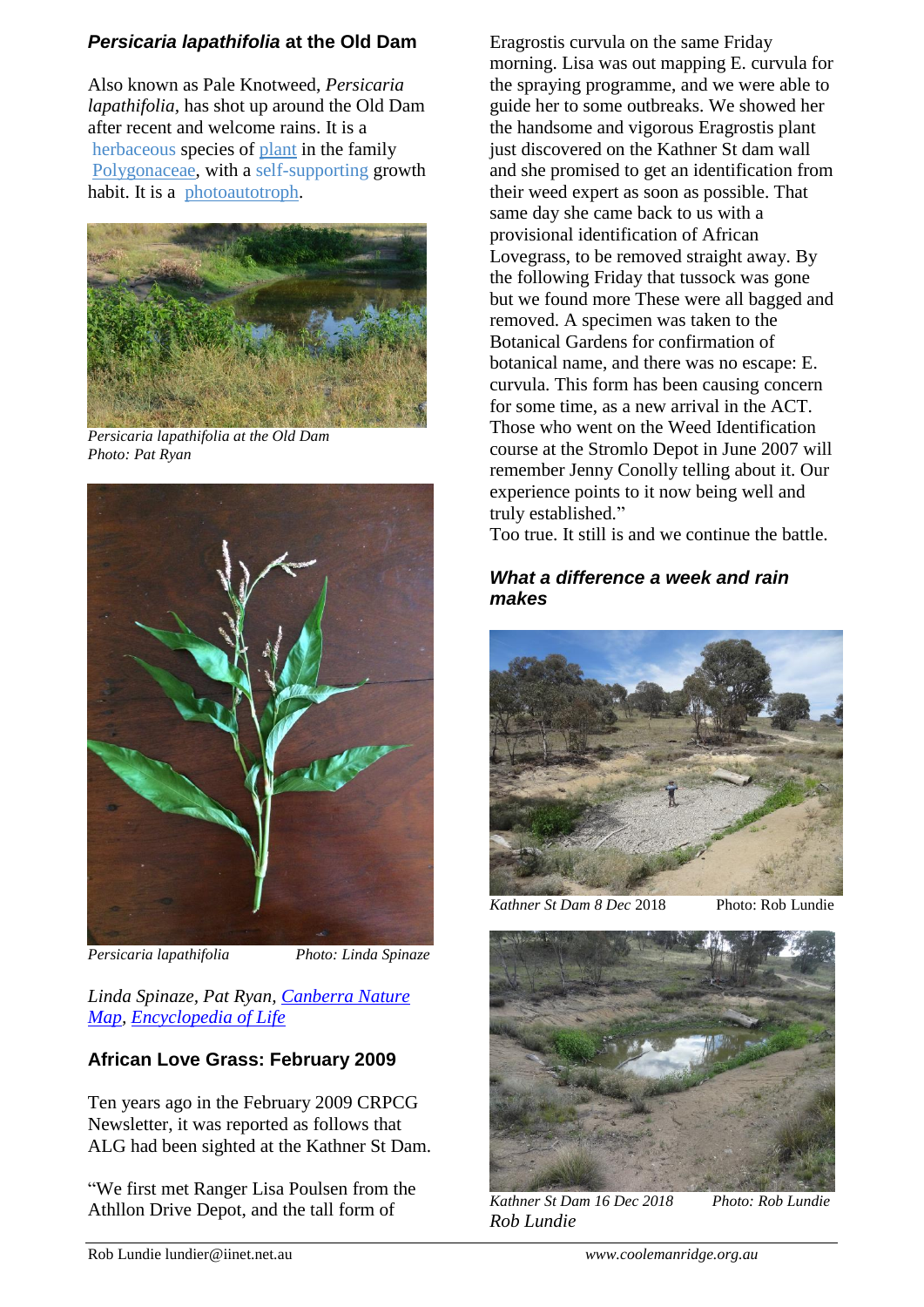## *Persicaria lapathifolia* at the Old Dam

Also known as Pale Knotweed, *Persicaria lapathifolia*, has shot up around the Old Dam after recent and welcome rains. It is a herbaceous species of plant in the family Polygonaceae, with a self-supporting growth habit. It is a photoautotroph.

*Persicaria lapathifolia at the Old Dam*
*Photo: Pat Ryan*

*Persicaria lapathifolia* *Photo: Linda Spinaze*

*Linda Spinaze, Pat Ryan, Canberra Nature Map, Encyclopedia of Life*

## African Love Grass: February 2009

Ten years ago in the February 2009 CRPCG Newsletter, it was reported as follows that ALG had been sighted at the Kathner St Dam.

"We first met Ranger Lisa Poulsen from the Athllon Drive Depot, and the tall form of Eragrostis curvula on the same Friday morning. Lisa was out mapping E. curvula for the spraying programme, and we were able to guide her to some outbreaks. We showed her the handsome and vigorous Eragrostis plant just discovered on the Kathner St dam wall and she promised to get an identification from their weed expert as soon as possible. That same day she came back to us with a provisional identification of African Lovegrass, to be removed straight away. By the following Friday that tussock was gone but we found more These were all bagged and removed. A specimen was taken to the Botanical Gardens for confirmation of botanical name, and there was no escape: E. curvula. This form has been causing concern for some time, as a new arrival in the ACT. Those who went on the Weed Identification course at the Stromlo Depot in June 2007 will remember Jenny Conolly telling about it. Our experience points to it now being well and truly established."

Too true. It still is and we continue the battle.

### *What a difference a week and rain makes*

*Kathner St Dam 8 Dec* 2018 Photo: Rob Lundie

*Kathner St Dam 16 Dec 2018* *Photo: Rob Lundie*

*Rob Lundie*